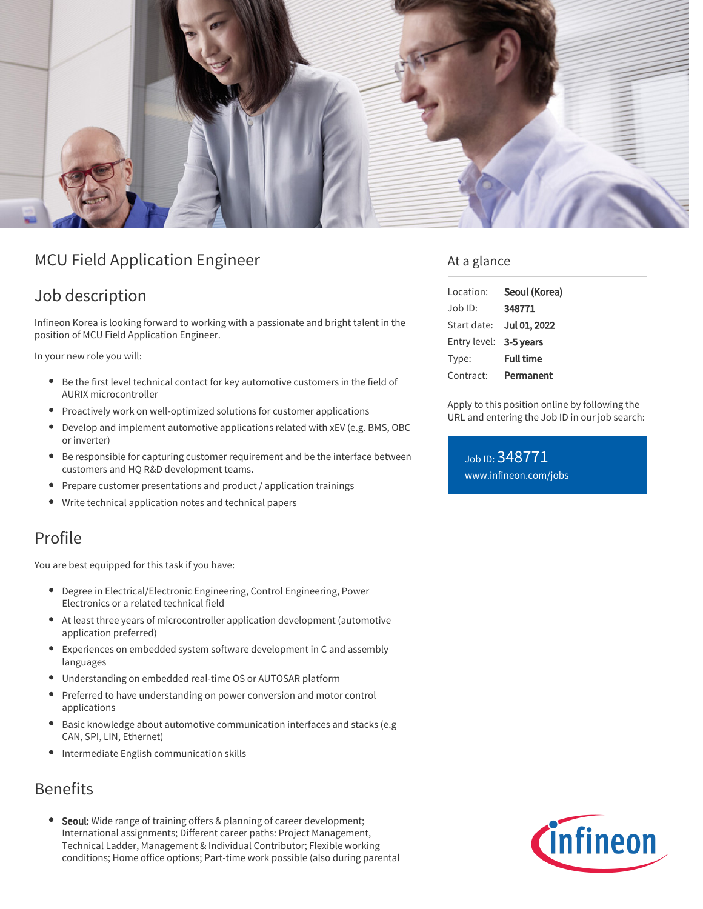# MCU Field Application Engineer

## Job description

Infineon Korea is looking forward to working with a passionate and bright talent in the position of MCU Field Application Engineer.

In your new role you will:

- Be the first level technical contact for key automotive customers in the field of AURIX microcontroller
- Proactively work on well-optimized solutions for customer applications
- Develop and implement automotive applications related with xEV (e.g. BMS, OBC or inverter)
- Be responsible for capturing customer requirement and be the interface between customers and HQ R&D development teams.
- Prepare customer presentations and product / application trainings
- Write technical application notes and technical papers

## Profile

You are best equipped for this task if you have:

- Degree in Electrical/Electronic Engineering, Control Engineering, Power Electronics or a related technical field
- At least three years of microcontroller application development (automotive application preferred)
- Experiences on embedded system software development in C and assembly languages
- Understanding on embedded real-time OS or AUTOSAR platform
- Preferred to have understanding on power conversion and motor control applications
- Basic knowledge about automotive communication interfaces and stacks (e.g CAN, SPI, LIN, Ethernet)
- Intermediate English communication skills

## Benefits

- **Seoul:** Wide range of training offers & planning of career development; International assignments; Different career paths: Project Management, Technical Ladder, Management & Individual Contributor; Flexible working conditions; Home office options; Part-time work possible (also during parental

## At a glance

| | |
|---|---|
| Location: | **Seoul (Korea)** |
| Job ID: | **348771** |
| Start date: | **Jul 01, 2022** |
| Entry level: | **3-5 years** |
| Type: | **Full time** |
| Contract: | **Permanent** |

Apply to this position online by following the URL and entering the Job ID in our job search:

Job ID: 348771
www.infineon.com/jobs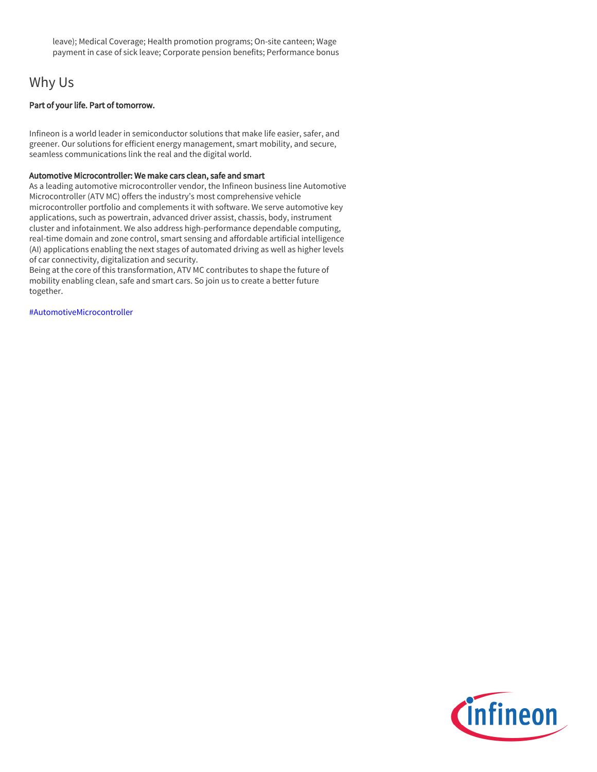leave); Medical Coverage; Health promotion programs; On-site canteen; Wage payment in case of sick leave; Corporate pension benefits; Performance bonus

## Why Us

**Part of your life. Part of tomorrow.**

Infineon is a world leader in semiconductor solutions that make life easier, safer, and greener. Our solutions for efficient energy management, smart mobility, and secure, seamless communications link the real and the digital world.

**Automotive Microcontroller: We make cars clean, safe and smart**
As a leading automotive microcontroller vendor, the Infineon business line Automotive Microcontroller (ATV MC) offers the industry's most comprehensive vehicle microcontroller portfolio and complements it with software. We serve automotive key applications, such as powertrain, advanced driver assist, chassis, body, instrument cluster and infotainment. We also address high-performance dependable computing, real-time domain and zone control, smart sensing and affordable artificial intelligence (AI) applications enabling the next stages of automated driving as well as higher levels of car connectivity, digitalization and security.
Being at the core of this transformation, ATV MC contributes to shape the future of mobility enabling clean, safe and smart cars. So join us to create a better future together.

#AutomotiveMicrocontroller